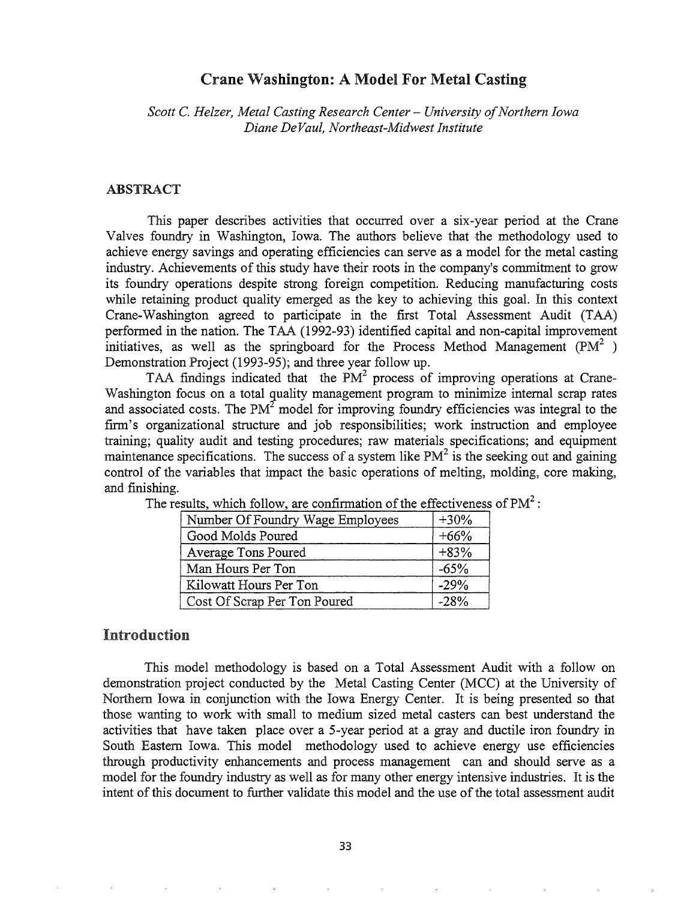# Crane Washington: A Model For Metal Casting

*Scott C. Helzer, Metal Casting Research Center – University of Northern Iowa*
*Diane DeVaul, Northeast-Midwest Institute*

## ABSTRACT

This paper describes activities that occurred over a six-year period at the Crane Valves foundry in Washington, Iowa. The authors believe that the methodology used to achieve energy savings and operating efficiencies can serve as a model for the metal casting industry. Achievements of this study have their roots in the company's commitment to grow its foundry operations despite strong foreign competition. Reducing manufacturing costs while retaining product quality emerged as the key to achieving this goal. In this context Crane-Washington agreed to participate in the first Total Assessment Audit (TAA) performed in the nation. The TAA (1992-93) identified capital and non-capital improvement initiatives, as well as the springboard for the Process Method Management ($PM^2$ ) Demonstration Project (1993-95); and three year follow up.

TAA findings indicated that the $PM^2$ process of improving operations at Crane-Washington focus on a total quality management program to minimize internal scrap rates and associated costs. The $PM^2$ model for improving foundry efficiencies was integral to the firm's organizational structure and job responsibilities; work instruction and employee training; quality audit and testing procedures; raw materials specifications; and equipment maintenance specifications. The success of a system like $PM^2$ is the seeking out and gaining control of the variables that impact the basic operations of melting, molding, core making, and finishing.

The results, which follow, are confirmation of the effectiveness of $PM^2$:

| | |
|---|---|
| Number Of Foundry Wage Employees | +30% |
| Good Molds Poured | +66% |
| Average Tons Poured | +83% |
| Man Hours Per Ton | -65% |
| Kilowatt Hours Per Ton | -29% |
| Cost Of Scrap Per Ton Poured | -28% |

## Introduction

This model methodology is based on a Total Assessment Audit with a follow on demonstration project conducted by the Metal Casting Center (MCC) at the University of Northern Iowa in conjunction with the Iowa Energy Center. It is being presented so that those wanting to work with small to medium sized metal casters can best understand the activities that have taken place over a 5-year period at a gray and ductile iron foundry in South Eastern Iowa. This model methodology used to achieve energy use efficiencies through productivity enhancements and process management can and should serve as a model for the foundry industry as well as for many other energy intensive industries. It is the intent of this document to further validate this model and the use of the total assessment audit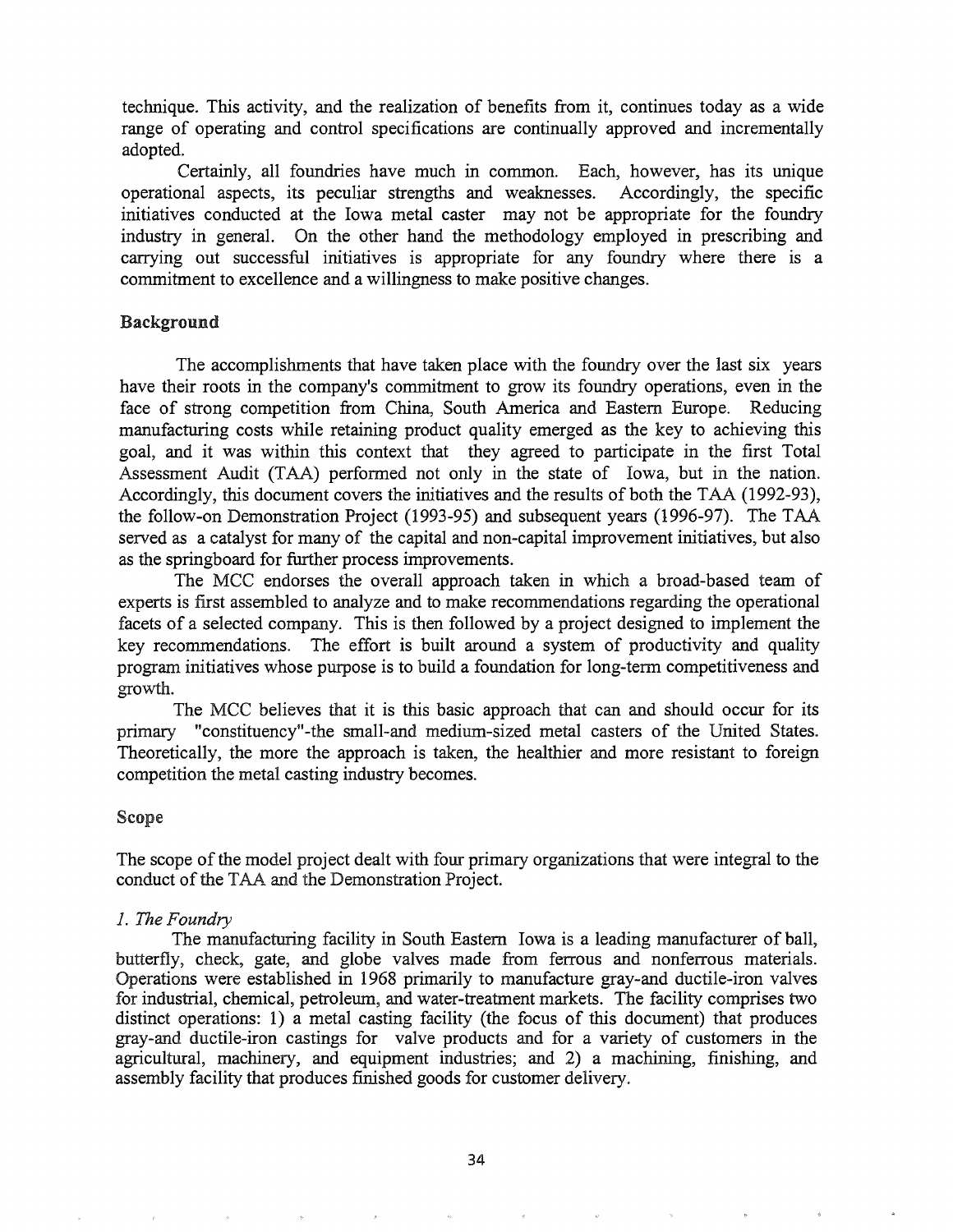technique. This activity, and the realization of benefits from it, continues today as a wide range of operating and control specifications are continually approved and incrementally adopted.

Certainly, all foundries have much in common. Each, however, has its unique operational aspects, its peculiar strengths and weaknesses. Accordingly, the specific initiatives conducted at the Iowa metal caster may not be appropriate for the foundry industry in general. On the other hand the methodology employed in prescribing and carrying out successful initiatives is appropriate for any foundry where there is a commitment to excellence and a willingness to make positive changes.

## Background

The accomplishments that have taken place with the foundry over the last six years have their roots in the company's commitment to grow its foundry operations, even in the face of strong competition from China, South America and Eastern Europe. Reducing manufacturing costs while retaining product quality emerged as the key to achieving this goal, and it was within this context that they agreed to participate in the first Total Assessment Audit (TAA) performed not only in the state of Iowa, but in the nation. Accordingly, this document covers the initiatives and the results of both the TAA (1992-93), the follow-on Demonstration Project (1993-95) and subsequent years (1996-97). The TAA served as a catalyst for many of the capital and non-capital improvement initiatives, but also as the springboard for further process improvements.

The MCC endorses the overall approach taken in which a broad-based team of experts is first assembled to analyze and to make recommendations regarding the operational facets of a selected company. This is then followed by a project designed to implement the key recommendations. The effort is built around a system of productivity and quality program initiatives whose purpose is to build a foundation for long-term competitiveness and growth.

The MCC believes that it is this basic approach that can and should occur for its primary "constituency"-the small-and medium-sized metal casters of the United States. Theoretically, the more the approach is taken, the healthier and more resistant to foreign competition the metal casting industry becomes.

## Scope

The scope of the model project dealt with four primary organizations that were integral to the conduct of the TAA and the Demonstration Project.

*1. The Foundry*

The manufacturing facility in South Eastern Iowa is a leading manufacturer of ball, butterfly, check, gate, and globe valves made from ferrous and nonferrous materials. Operations were established in 1968 primarily to manufacture gray-and ductile-iron valves for industrial, chemical, petroleum, and water-treatment markets. The facility comprises two distinct operations: 1) a metal casting facility (the focus of this document) that produces gray-and ductile-iron castings for valve products and for a variety of customers in the agricultural, machinery, and equipment industries; and 2) a machining, finishing, and assembly facility that produces finished goods for customer delivery.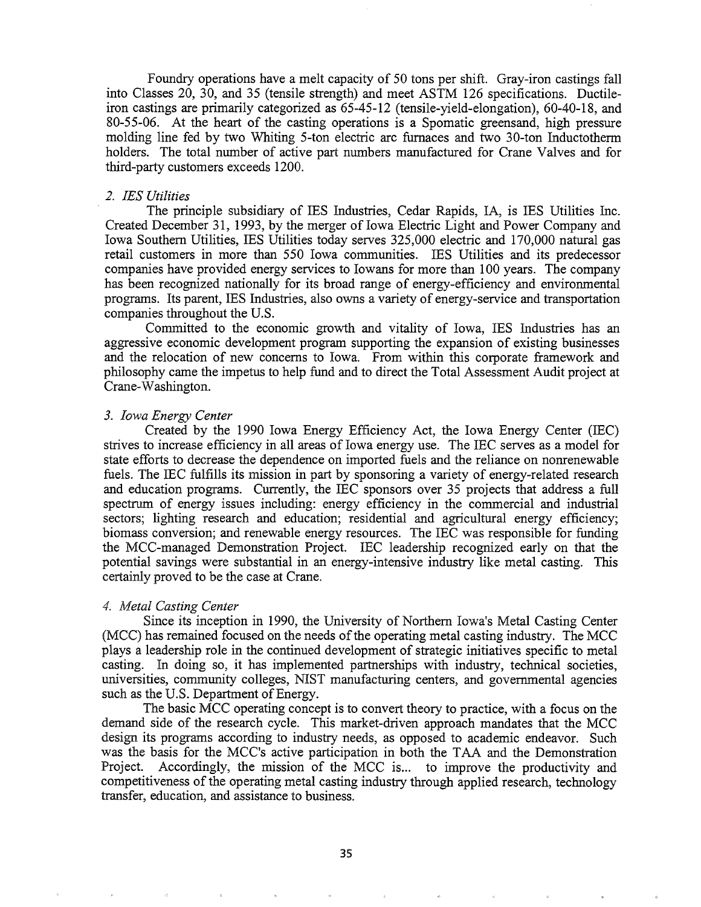Foundry operations have a melt capacity of 50 tons per shift. Gray-iron castings fall into Classes 20, 30, and 35 (tensile strength) and meet ASTM 126 specifications. Ductile-iron castings are primarily categorized as 65-45-12 (tensile-yield-elongation), 60-40-18, and 80-55-06. At the heart of the casting operations is a Spomatic greensand, high pressure molding line fed by two Whiting 5-ton electric arc furnaces and two 30-ton Inductotherm holders. The total number of active part numbers manufactured for Crane Valves and for third-party customers exceeds 1200.

*2. IES Utilities*

The principle subsidiary of IES Industries, Cedar Rapids, IA, is IES Utilities Inc. Created December 31, 1993, by the merger of Iowa Electric Light and Power Company and Iowa Southern Utilities, IES Utilities today serves 325,000 electric and 170,000 natural gas retail customers in more than 550 Iowa communities. IES Utilities and its predecessor companies have provided energy services to Iowans for more than 100 years. The company has been recognized nationally for its broad range of energy-efficiency and environmental programs. Its parent, IES Industries, also owns a variety of energy-service and transportation companies throughout the U.S.

Committed to the economic growth and vitality of Iowa, IES Industries has an aggressive economic development program supporting the expansion of existing businesses and the relocation of new concerns to Iowa. From within this corporate framework and philosophy came the impetus to help fund and to direct the Total Assessment Audit project at Crane-Washington.

*3. Iowa Energy Center*

Created by the 1990 Iowa Energy Efficiency Act, the Iowa Energy Center (IEC) strives to increase efficiency in all areas of Iowa energy use. The IEC serves as a model for state efforts to decrease the dependence on imported fuels and the reliance on nonrenewable fuels. The IEC fulfills its mission in part by sponsoring a variety of energy-related research and education programs. Currently, the IEC sponsors over 35 projects that address a full spectrum of energy issues including: energy efficiency in the commercial and industrial sectors; lighting research and education; residential and agricultural energy efficiency; biomass conversion; and renewable energy resources. The IEC was responsible for funding the MCC-managed Demonstration Project. IEC leadership recognized early on that the potential savings were substantial in an energy-intensive industry like metal casting. This certainly proved to be the case at Crane.

*4. Metal Casting Center*

Since its inception in 1990, the University of Northern Iowa's Metal Casting Center (MCC) has remained focused on the needs of the operating metal casting industry. The MCC plays a leadership role in the continued development of strategic initiatives specific to metal casting. In doing so, it has implemented partnerships with industry, technical societies, universities, community colleges, NIST manufacturing centers, and governmental agencies such as the U.S. Department of Energy.

The basic MCC operating concept is to convert theory to practice, with a focus on the demand side of the research cycle. This market-driven approach mandates that the MCC design its programs according to industry needs, as opposed to academic endeavor. Such was the basis for the MCC's active participation in both the TAA and the Demonstration Project. Accordingly, the mission of the MCC is... to improve the productivity and competitiveness of the operating metal casting industry through applied research, technology transfer, education, and assistance to business.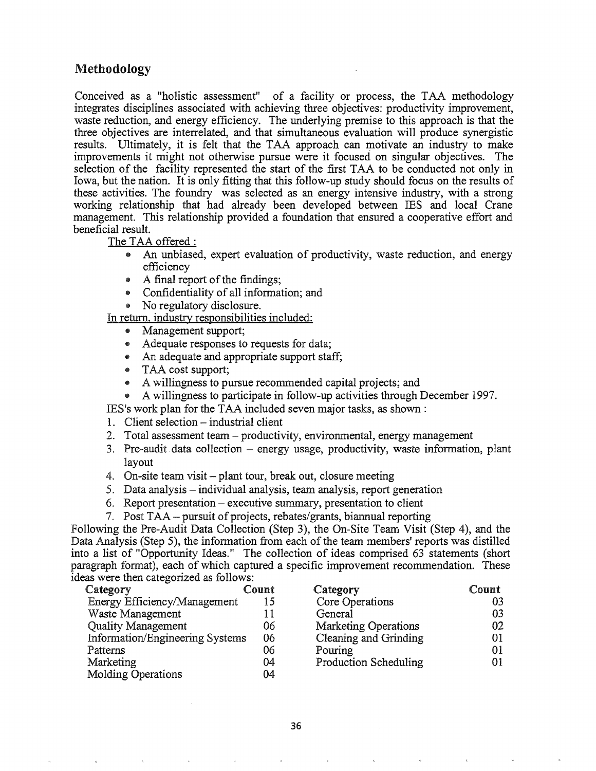## Methodology

Conceived as a "holistic assessment" of a facility or process, the TAA methodology integrates disciplines associated with achieving three objectives: productivity improvement, waste reduction, and energy efficiency. The underlying premise to this approach is that the three objectives are interrelated, and that simultaneous evaluation will produce synergistic results. Ultimately, it is felt that the TAA approach can motivate an industry to make improvements it might not otherwise pursue were it focused on singular objectives. The selection of the facility represented the start of the first TAA to be conducted not only in Iowa, but the nation. It is only fitting that this follow-up study should focus on the results of these activities. The foundry was selected as an energy intensive industry, with a strong working relationship that had already been developed between IES and local Crane management. This relationship provided a foundation that ensured a cooperative effort and beneficial result.

The TAA offered :

- An unbiased, expert evaluation of productivity, waste reduction, and energy efficiency
- A final report of the findings;
- Confidentiality of all information; and
- No regulatory disclosure.

In return, industry responsibilities included:

- Management support;
- Adequate responses to requests for data;
- An adequate and appropriate support staff;
- TAA cost support;
- A willingness to pursue recommended capital projects; and
- A willingness to participate in follow-up activities through December 1997.

IES's work plan for the TAA included seven major tasks, as shown :

1. Client selection – industrial client
2. Total assessment team – productivity, environmental, energy management
3. Pre-audit data collection – energy usage, productivity, waste information, plant layout
4. On-site team visit – plant tour, break out, closure meeting
5. Data analysis – individual analysis, team analysis, report generation
6. Report presentation – executive summary, presentation to client
7. Post TAA – pursuit of projects, rebates/grants, biannual reporting

Following the Pre-Audit Data Collection (Step 3), the On-Site Team Visit (Step 4), and the Data Analysis (Step 5), the information from each of the team members' reports was distilled into a list of "Opportunity Ideas." The collection of ideas comprised 63 statements (short paragraph format), each of which captured a specific improvement recommendation. These ideas were then categorized as follows:

| Category | Count | Category | Count |
|---|---|---|---|
| Energy Efficiency/Management | 15 | Core Operations | 03 |
| Waste Management | 11 | General | 03 |
| Quality Management | 06 | Marketing Operations | 02 |
| Information/Engineering Systems | 06 | Cleaning and Grinding | 01 |
| Patterns | 06 | Pouring | 01 |
| Marketing | 04 | Production Scheduling | 01 |
| Molding Operations | 04 | | |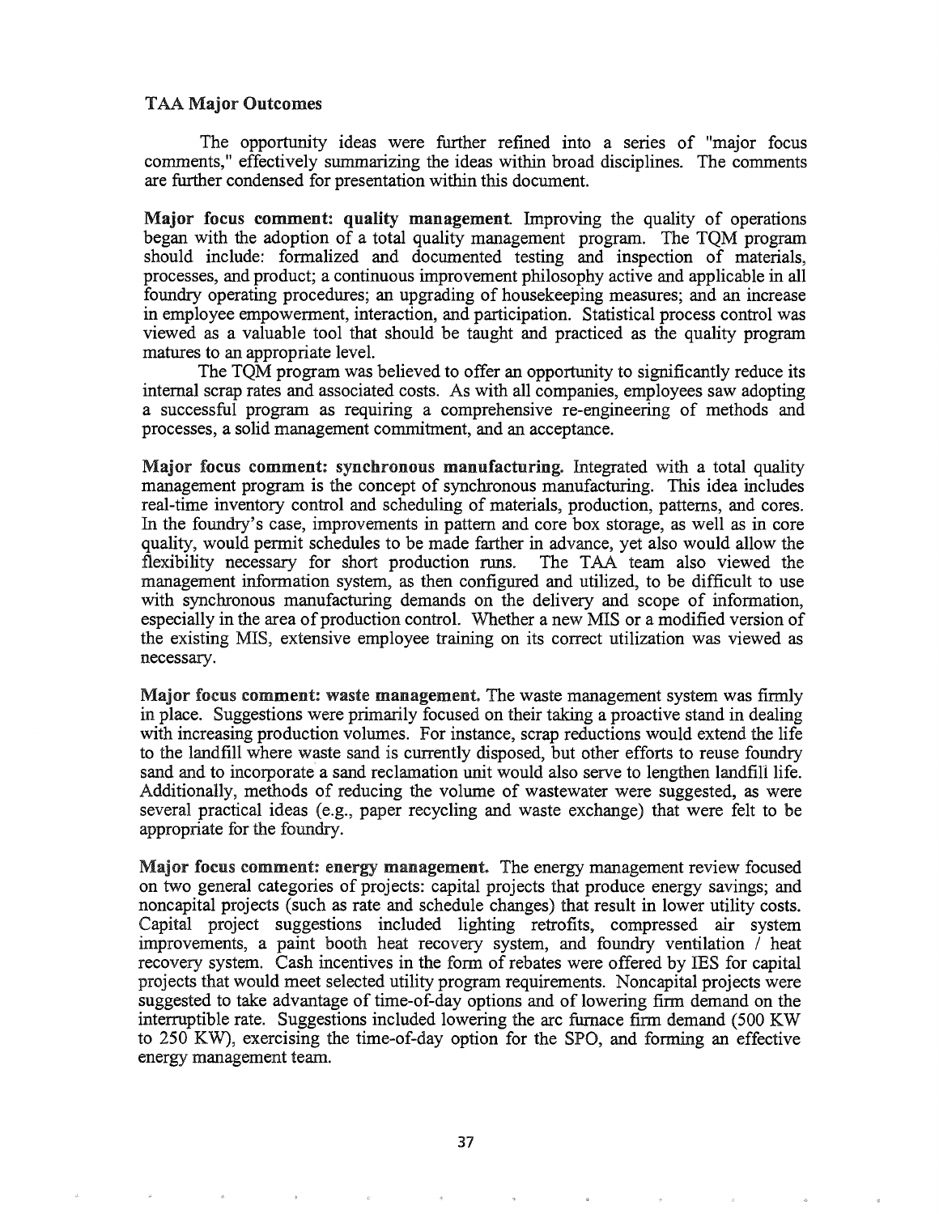## TAA Major Outcomes

The opportunity ideas were further refined into a series of "major focus comments," effectively summarizing the ideas within broad disciplines. The comments are further condensed for presentation within this document.

**Major focus comment: quality management.** Improving the quality of operations began with the adoption of a total quality management program. The TQM program should include: formalized and documented testing and inspection of materials, processes, and product; a continuous improvement philosophy active and applicable in all foundry operating procedures; an upgrading of housekeeping measures; and an increase in employee empowerment, interaction, and participation. Statistical process control was viewed as a valuable tool that should be taught and practiced as the quality program matures to an appropriate level.

The TQM program was believed to offer an opportunity to significantly reduce its internal scrap rates and associated costs. As with all companies, employees saw adopting a successful program as requiring a comprehensive re-engineering of methods and processes, a solid management commitment, and an acceptance.

**Major focus comment: synchronous manufacturing.** Integrated with a total quality management program is the concept of synchronous manufacturing. This idea includes real-time inventory control and scheduling of materials, production, patterns, and cores. In the foundry's case, improvements in pattern and core box storage, as well as in core quality, would permit schedules to be made farther in advance, yet also would allow the flexibility necessary for short production runs. The TAA team also viewed the management information system, as then configured and utilized, to be difficult to use with synchronous manufacturing demands on the delivery and scope of information, especially in the area of production control. Whether a new MIS or a modified version of the existing MIS, extensive employee training on its correct utilization was viewed as necessary.

**Major focus comment: waste management.** The waste management system was firmly in place. Suggestions were primarily focused on their taking a proactive stand in dealing with increasing production volumes. For instance, scrap reductions would extend the life to the landfill where waste sand is currently disposed, but other efforts to reuse foundry sand and to incorporate a sand reclamation unit would also serve to lengthen landfill life. Additionally, methods of reducing the volume of wastewater were suggested, as were several practical ideas (e.g., paper recycling and waste exchange) that were felt to be appropriate for the foundry.

**Major focus comment: energy management.** The energy management review focused on two general categories of projects: capital projects that produce energy savings; and noncapital projects (such as rate and schedule changes) that result in lower utility costs. Capital project suggestions included lighting retrofits, compressed air system improvements, a paint booth heat recovery system, and foundry ventilation / heat recovery system. Cash incentives in the form of rebates were offered by IES for capital projects that would meet selected utility program requirements. Noncapital projects were suggested to take advantage of time-of-day options and of lowering firm demand on the interruptible rate. Suggestions included lowering the arc furnace firm demand (500 KW to 250 KW), exercising the time-of-day option for the SPO, and forming an effective energy management team.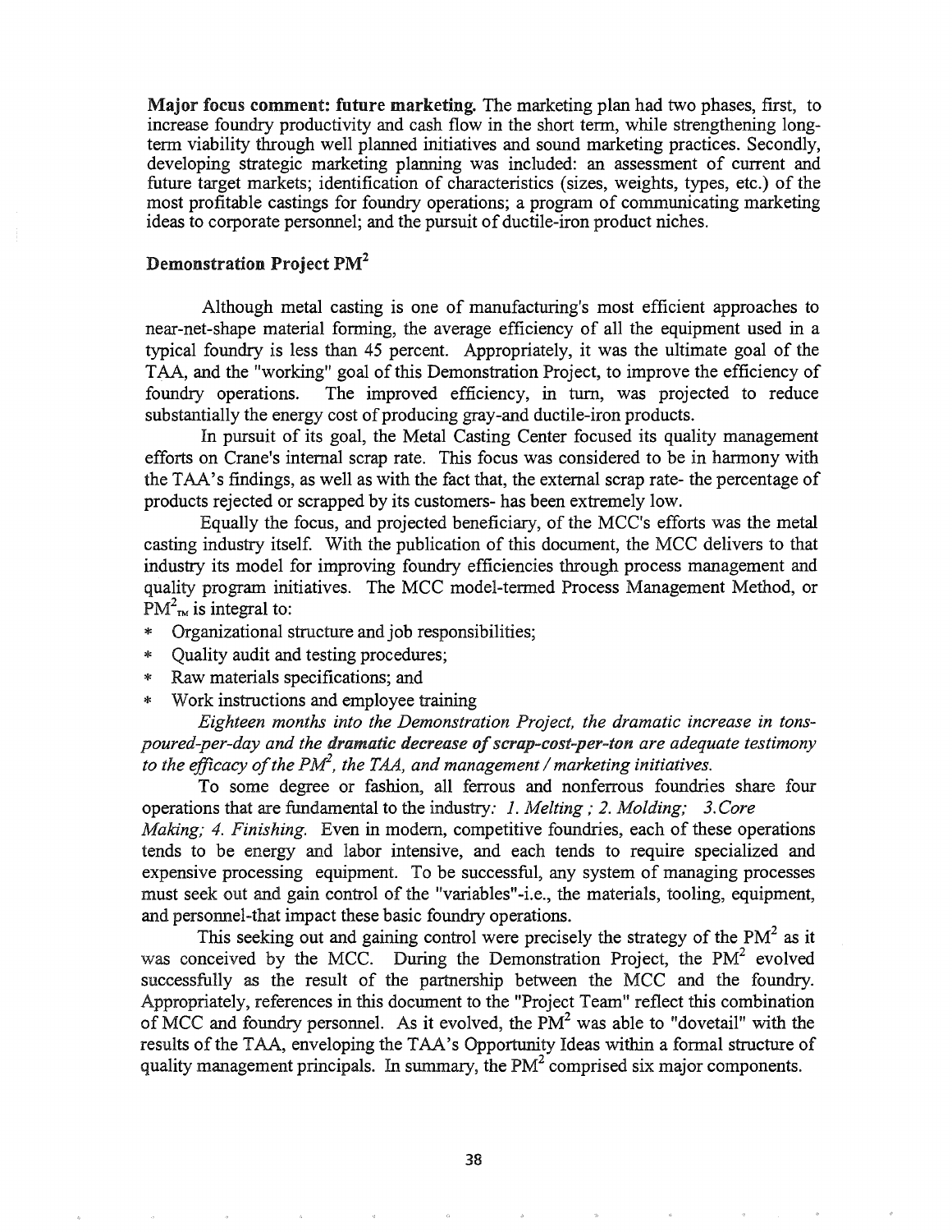**Major focus comment: future marketing.** The marketing plan had two phases, first, to increase foundry productivity and cash flow in the short term, while strengthening long-term viability through well planned initiatives and sound marketing practices. Secondly, developing strategic marketing planning was included: an assessment of current and future target markets; identification of characteristics (sizes, weights, types, etc.) of the most profitable castings for foundry operations; a program of communicating marketing ideas to corporate personnel; and the pursuit of ductile-iron product niches.

## Demonstration Project PM$^2$

Although metal casting is one of manufacturing's most efficient approaches to near-net-shape material forming, the average efficiency of all the equipment used in a typical foundry is less than 45 percent. Appropriately, it was the ultimate goal of the TAA, and the "working" goal of this Demonstration Project, to improve the efficiency of foundry operations. The improved efficiency, in turn, was projected to reduce substantially the energy cost of producing gray-and ductile-iron products.

In pursuit of its goal, the Metal Casting Center focused its quality management efforts on Crane's internal scrap rate. This focus was considered to be in harmony with the TAA's findings, as well as with the fact that, the external scrap rate- the percentage of products rejected or scrapped by its customers- has been extremely low.

Equally the focus, and projected beneficiary, of the MCC's efforts was the metal casting industry itself. With the publication of this document, the MCC delivers to that industry its model for improving foundry efficiencies through process management and quality program initiatives. The MCC model-termed Process Management Method, or PM$^2_{TM}$ is integral to:

* Organizational structure and job responsibilities;
* Quality audit and testing procedures;
* Raw materials specifications; and
* Work instructions and employee training

*Eighteen months into the Demonstration Project, the dramatic increase in tons-poured-per-day and the **dramatic decrease of scrap-cost-per-ton** are adequate testimony to the efficacy of the PM$^2$, the TAA, and management / marketing initiatives.*

To some degree or fashion, all ferrous and nonferrous foundries share four operations that are fundamental to the industry: *1. Melting ; 2. Molding; 3. Core Making; 4. Finishing.* Even in modern, competitive foundries, each of these operations tends to be energy and labor intensive, and each tends to require specialized and expensive processing equipment. To be successful, any system of managing processes must seek out and gain control of the "variables"-i.e., the materials, tooling, equipment, and personnel-that impact these basic foundry operations.

This seeking out and gaining control were precisely the strategy of the PM$^2$ as it was conceived by the MCC. During the Demonstration Project, the PM$^2$ evolved successfully as the result of the partnership between the MCC and the foundry. Appropriately, references in this document to the "Project Team" reflect this combination of MCC and foundry personnel. As it evolved, the PM$^2$ was able to "dovetail" with the results of the TAA, enveloping the TAA's Opportunity Ideas within a formal structure of quality management principals. In summary, the PM$^2$ comprised six major components.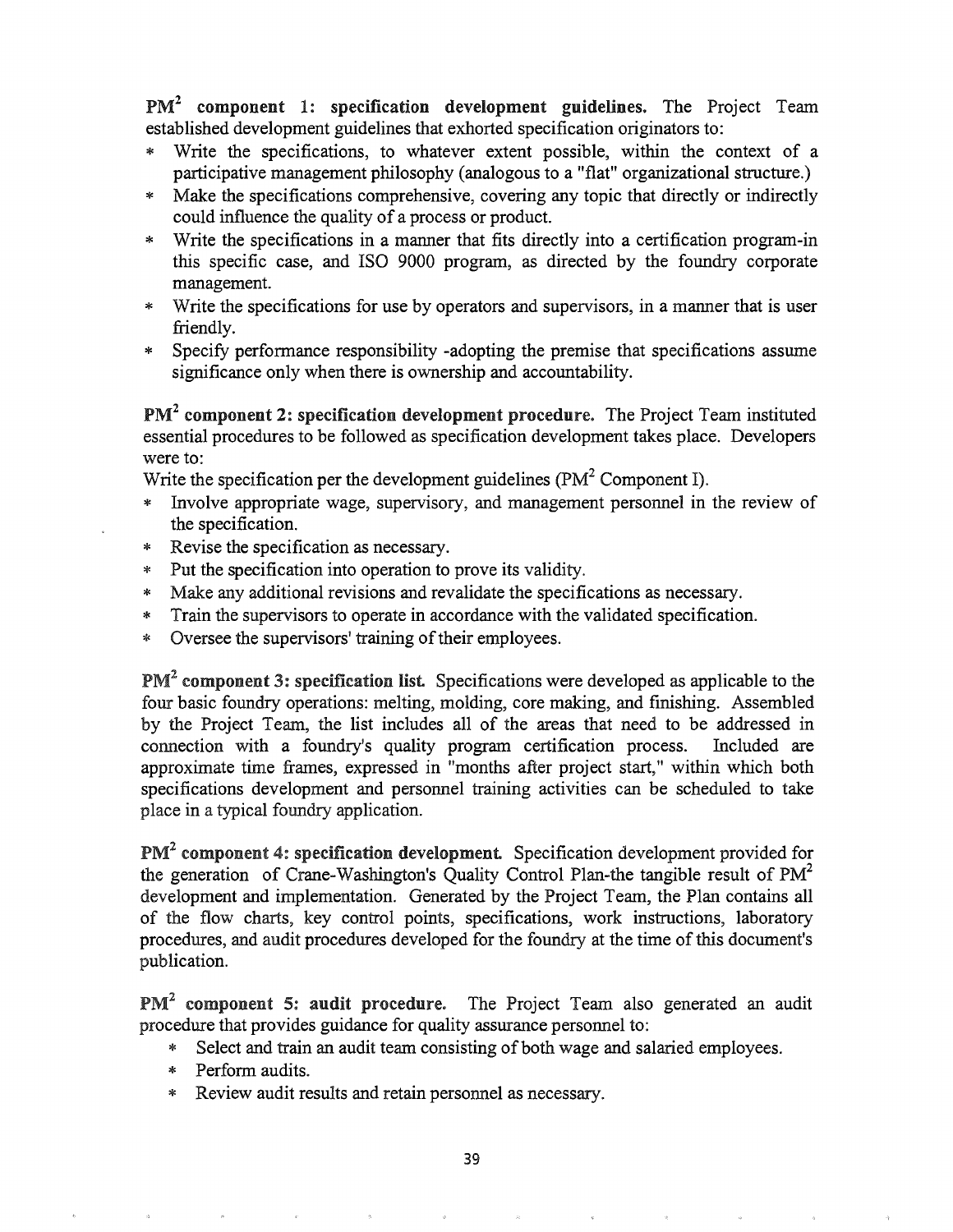**$PM^2$ component 1: specification development guidelines.** The Project Team established development guidelines that exhorted specification originators to:

* Write the specifications, to whatever extent possible, within the context of a participative management philosophy (analogous to a "flat" organizational structure.)
* Make the specifications comprehensive, covering any topic that directly or indirectly could influence the quality of a process or product.
* Write the specifications in a manner that fits directly into a certification program-in this specific case, and ISO 9000 program, as directed by the foundry corporate management.
* Write the specifications for use by operators and supervisors, in a manner that is user friendly.
* Specify performance responsibility -adopting the premise that specifications assume significance only when there is ownership and accountability.

**$PM^2$ component 2: specification development procedure.** The Project Team instituted essential procedures to be followed as specification development takes place. Developers were to:

Write the specification per the development guidelines ($PM^2$ Component I).

* Involve appropriate wage, supervisory, and management personnel in the review of the specification.
* Revise the specification as necessary.
* Put the specification into operation to prove its validity.
* Make any additional revisions and revalidate the specifications as necessary.
* Train the supervisors to operate in accordance with the validated specification.
* Oversee the supervisors' training of their employees.

**$PM^2$ component 3: specification list.** Specifications were developed as applicable to the four basic foundry operations: melting, molding, core making, and finishing. Assembled by the Project Team, the list includes all of the areas that need to be addressed in connection with a foundry's quality program certification process. Included are approximate time frames, expressed in "months after project start," within which both specifications development and personnel training activities can be scheduled to take place in a typical foundry application.

**$PM^2$ component 4: specification development.** Specification development provided for the generation of Crane-Washington's Quality Control Plan-the tangible result of $PM^2$ development and implementation. Generated by the Project Team, the Plan contains all of the flow charts, key control points, specifications, work instructions, laboratory procedures, and audit procedures developed for the foundry at the time of this document's publication.

**$PM^2$ component 5: audit procedure.** The Project Team also generated an audit procedure that provides guidance for quality assurance personnel to:

* Select and train an audit team consisting of both wage and salaried employees.
* Perform audits.
* Review audit results and retain personnel as necessary.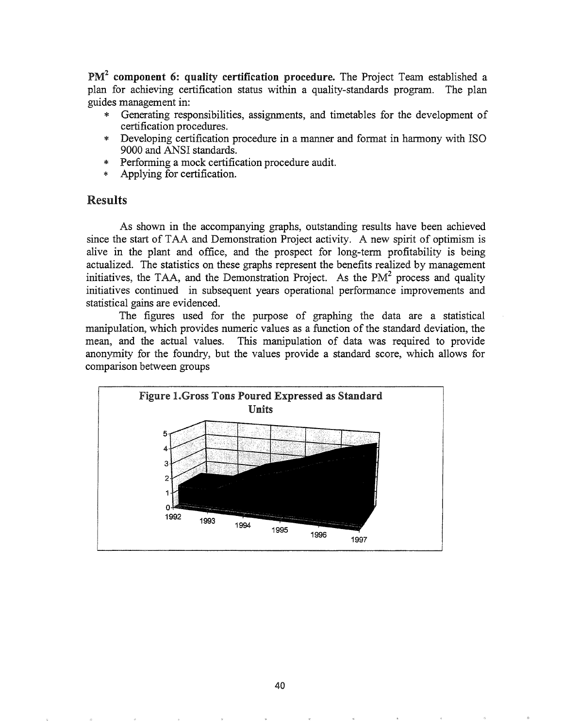**PM$^2$ component 6: quality certification procedure.** The Project Team established a plan for achieving certification status within a quality-standards program. The plan guides management in:

* Generating responsibilities, assignments, and timetables for the development of certification procedures.
* Developing certification procedure in a manner and format in harmony with ISO 9000 and ANSI standards.
* Performing a mock certification procedure audit.
* Applying for certification.

## Results

As shown in the accompanying graphs, outstanding results have been achieved since the start of TAA and Demonstration Project activity. A new spirit of optimism is alive in the plant and office, and the prospect for long-term profitability is being actualized. The statistics on these graphs represent the benefits realized by management initiatives, the TAA, and the Demonstration Project. As the PM$^2$ process and quality initiatives continued in subsequent years operational performance improvements and statistical gains are evidenced.

The figures used for the purpose of graphing the data are a statistical manipulation, which provides numeric values as a function of the standard deviation, the mean, and the actual values. This manipulation of data was required to provide anonymity for the foundry, but the values provide a standard score, which allows for comparison between groups

**Figure 1.Gross Tons Poured Expressed as Standard Units**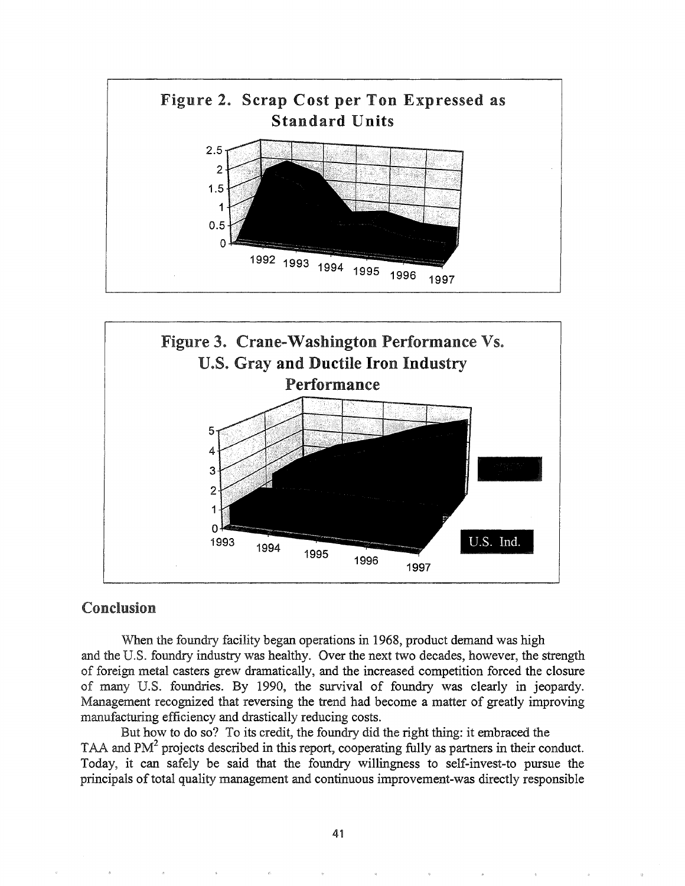**Figure 2. Scrap Cost per Ton Expressed as Standard Units**

**Figure 3. Crane-Washington Performance Vs. U.S. Gray and Ductile Iron Industry Performance**

## Conclusion

When the foundry facility began operations in 1968, product demand was high and the U.S. foundry industry was healthy. Over the next two decades, however, the strength of foreign metal casters grew dramatically, and the increased competition forced the closure of many U.S. foundries. By 1990, the survival of foundry was clearly in jeopardy. Management recognized that reversing the trend had become a matter of greatly improving manufacturing efficiency and drastically reducing costs.

But how to do so? To its credit, the foundry did the right thing: it embraced the TAA and $PM^2$ projects described in this report, cooperating fully as partners in their conduct. Today, it can safely be said that the foundry willingness to self-invest-to pursue the principals of total quality management and continuous improvement-was directly responsible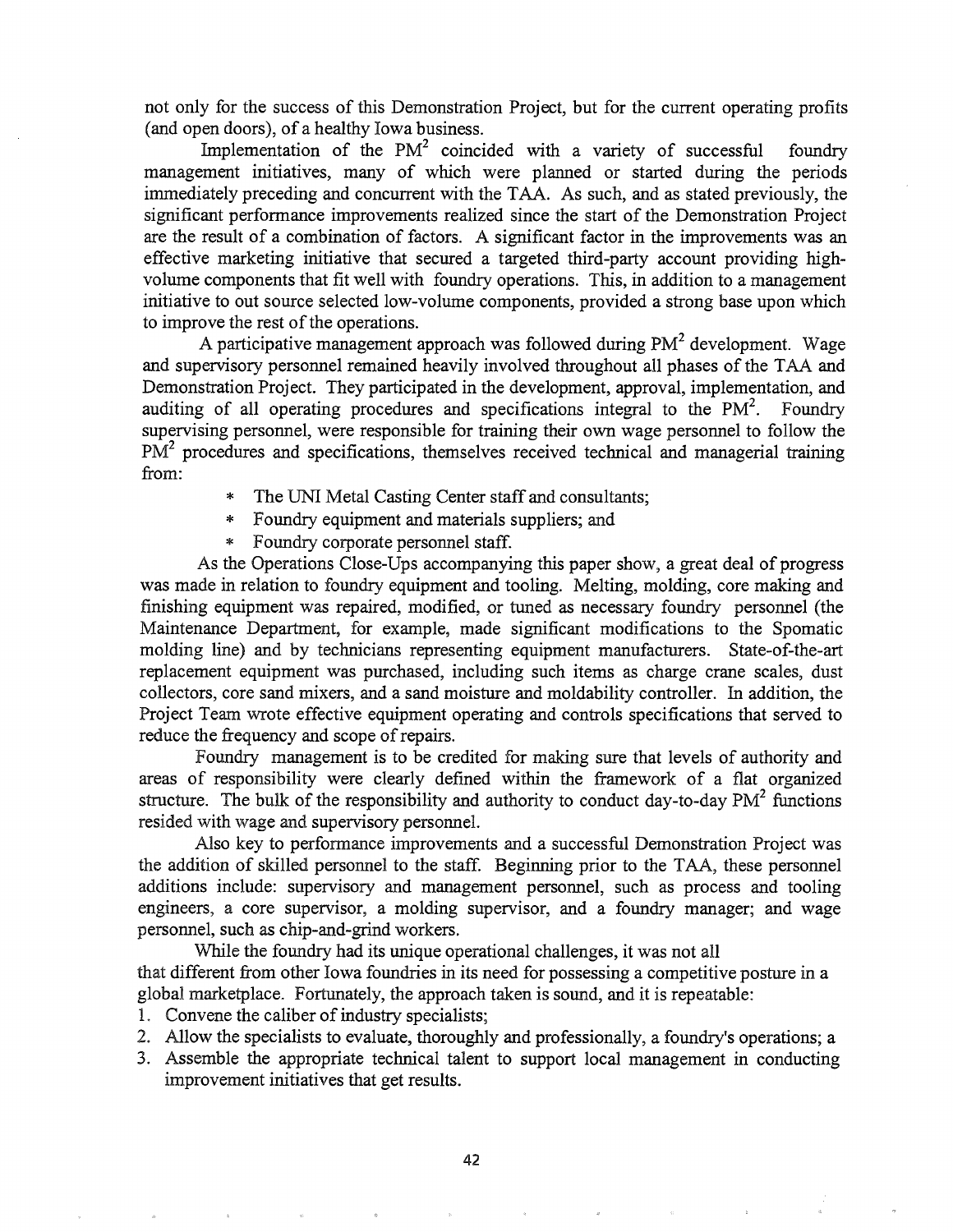not only for the success of this Demonstration Project, but for the current operating profits (and open doors), of a healthy Iowa business.

Implementation of the $PM^2$ coincided with a variety of successful foundry management initiatives, many of which were planned or started during the periods immediately preceding and concurrent with the TAA. As such, and as stated previously, the significant performance improvements realized since the start of the Demonstration Project are the result of a combination of factors. A significant factor in the improvements was an effective marketing initiative that secured a targeted third-party account providing high-volume components that fit well with foundry operations. This, in addition to a management initiative to out source selected low-volume components, provided a strong base upon which to improve the rest of the operations.

A participative management approach was followed during $PM^2$ development. Wage and supervisory personnel remained heavily involved throughout all phases of the TAA and Demonstration Project. They participated in the development, approval, implementation, and auditing of all operating procedures and specifications integral to the $PM^2$. Foundry supervising personnel, were responsible for training their own wage personnel to follow the $PM^2$ procedures and specifications, themselves received technical and managerial training from:

* The UNI Metal Casting Center staff and consultants;
* Foundry equipment and materials suppliers; and
* Foundry corporate personnel staff.

As the Operations Close-Ups accompanying this paper show, a great deal of progress was made in relation to foundry equipment and tooling. Melting, molding, core making and finishing equipment was repaired, modified, or tuned as necessary foundry personnel (the Maintenance Department, for example, made significant modifications to the Spomatic molding line) and by technicians representing equipment manufacturers. State-of-the-art replacement equipment was purchased, including such items as charge crane scales, dust collectors, core sand mixers, and a sand moisture and moldability controller. In addition, the Project Team wrote effective equipment operating and controls specifications that served to reduce the frequency and scope of repairs.

Foundry management is to be credited for making sure that levels of authority and areas of responsibility were clearly defined within the framework of a flat organized structure. The bulk of the responsibility and authority to conduct day-to-day $PM^2$ functions resided with wage and supervisory personnel.

Also key to performance improvements and a successful Demonstration Project was the addition of skilled personnel to the staff. Beginning prior to the TAA, these personnel additions include: supervisory and management personnel, such as process and tooling engineers, a core supervisor, a molding supervisor, and a foundry manager; and wage personnel, such as chip-and-grind workers.

While the foundry had its unique operational challenges, it was not all that different from other Iowa foundries in its need for possessing a competitive posture in a global marketplace. Fortunately, the approach taken is sound, and it is repeatable:

1. Convene the caliber of industry specialists;
2. Allow the specialists to evaluate, thoroughly and professionally, a foundry's operations; a
3. Assemble the appropriate technical talent to support local management in conducting improvement initiatives that get results.